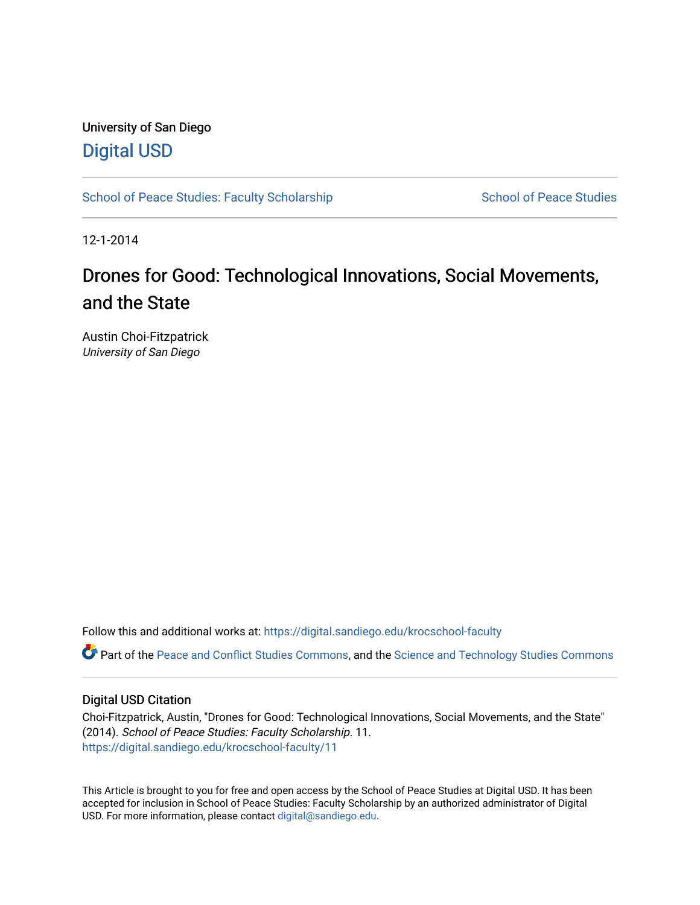University of San Diego

# Digital USD

School of Peace Studies: Faculty Scholarship | School of Peace Studies

12-1-2014

## Drones for Good: Technological Innovations, Social Movements, and the State

Austin Choi-Fitzpatrick
*University of San Diego*

Follow this and additional works at: https://digital.sandiego.edu/krocschool-faculty

Part of the Peace and Conflict Studies Commons, and the Science and Technology Studies Commons

### Digital USD Citation

Choi-Fitzpatrick, Austin, "Drones for Good: Technological Innovations, Social Movements, and the State" (2014). *School of Peace Studies: Faculty Scholarship*. 11.
https://digital.sandiego.edu/krocschool-faculty/11

This Article is brought to you for free and open access by the School of Peace Studies at Digital USD. It has been accepted for inclusion in School of Peace Studies: Faculty Scholarship by an authorized administrator of Digital USD. For more information, please contact digital@sandiego.edu.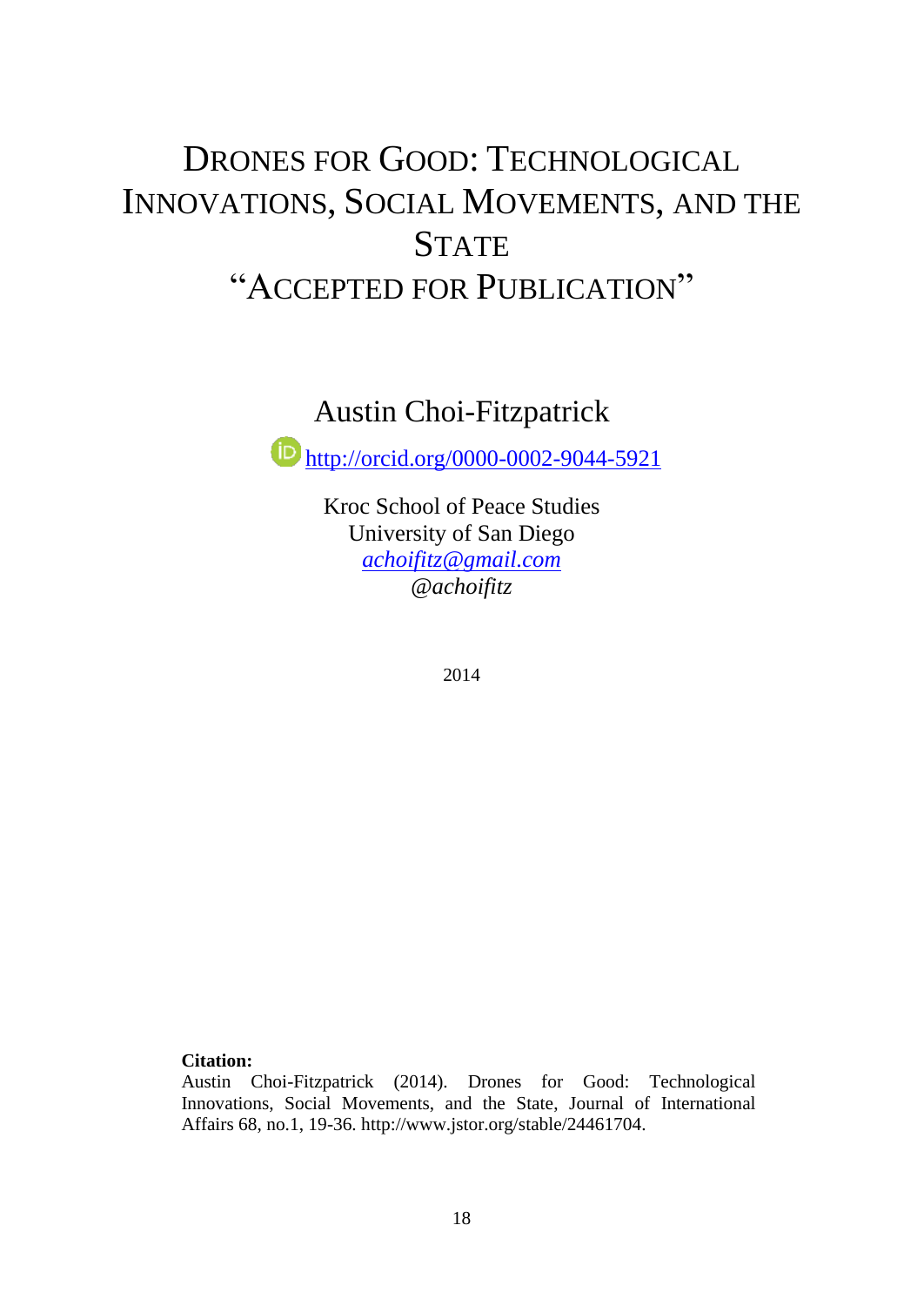# Drones for Good: Technological Innovations, Social Movements, and the State "Accepted for Publication"

Austin Choi-Fitzpatrick

http://orcid.org/0000-0002-9044-5921

Kroc School of Peace Studies
University of San Diego
*achoifitz@gmail.com*
*@achoifitz*

2014

**Citation:**
Austin Choi-Fitzpatrick (2014). Drones for Good: Technological Innovations, Social Movements, and the State, Journal of International Affairs 68, no.1, 19-36. http://www.jstor.org/stable/24461704.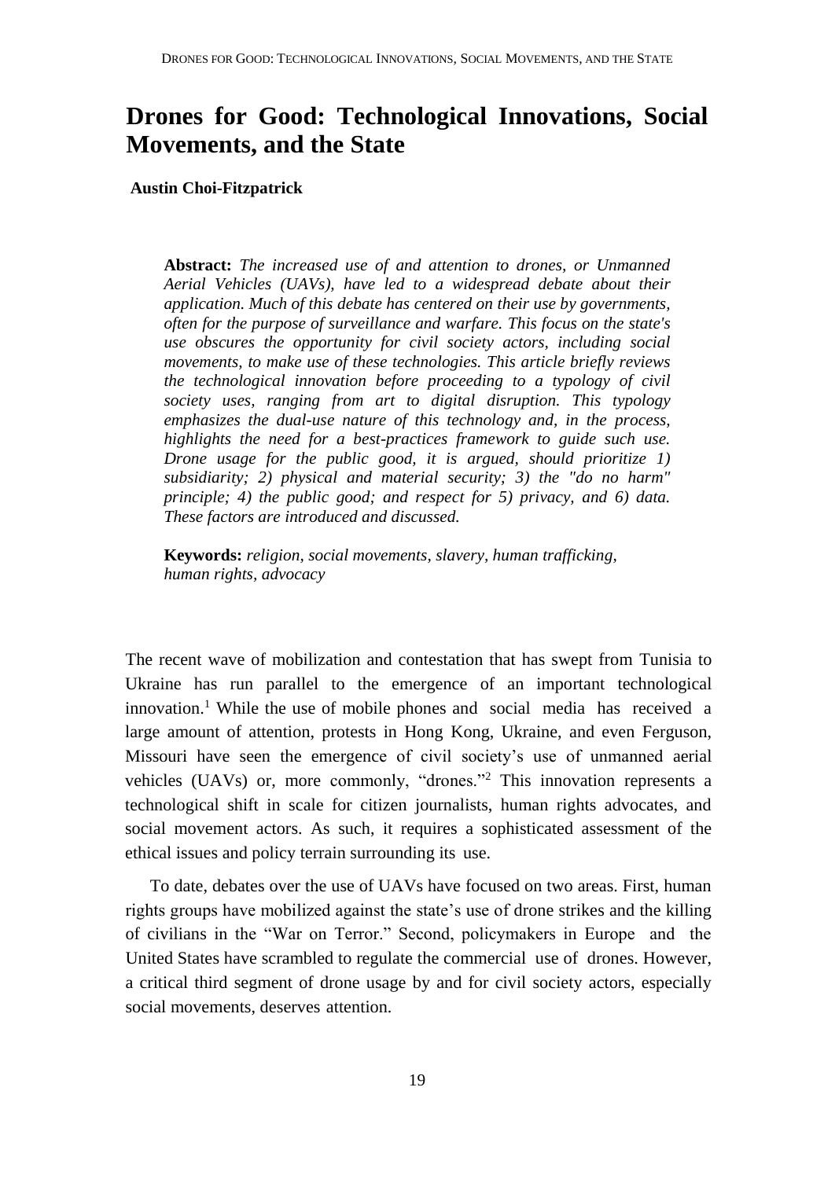# Drones for Good: Technological Innovations, Social Movements, and the State

**Austin Choi-Fitzpatrick**

**Abstract:** *The increased use of and attention to drones, or Unmanned Aerial Vehicles (UAVs), have led to a widespread debate about their application. Much of this debate has centered on their use by governments, often for the purpose of surveillance and warfare. This focus on the state's use obscures the opportunity for civil society actors, including social movements, to make use of these technologies. This article briefly reviews the technological innovation before proceeding to a typology of civil society uses, ranging from art to digital disruption. This typology emphasizes the dual-use nature of this technology and, in the process, highlights the need for a best-practices framework to guide such use. Drone usage for the public good, it is argued, should prioritize 1) subsidiarity; 2) physical and material security; 3) the "do no harm" principle; 4) the public good; and respect for 5) privacy, and 6) data. These factors are introduced and discussed.*

**Keywords:** *religion, social movements, slavery, human trafficking, human rights, advocacy*

The recent wave of mobilization and contestation that has swept from Tunisia to Ukraine has run parallel to the emergence of an important technological innovation.[1] While the use of mobile phones and social media has received a large amount of attention, protests in Hong Kong, Ukraine, and even Ferguson, Missouri have seen the emergence of civil society's use of unmanned aerial vehicles (UAVs) or, more commonly, "drones."[2] This innovation represents a technological shift in scale for citizen journalists, human rights advocates, and social movement actors. As such, it requires a sophisticated assessment of the ethical issues and policy terrain surrounding its use.

To date, debates over the use of UAVs have focused on two areas. First, human rights groups have mobilized against the state's use of drone strikes and the killing of civilians in the "War on Terror." Second, policymakers in Europe and the United States have scrambled to regulate the commercial use of drones. However, a critical third segment of drone usage by and for civil society actors, especially social movements, deserves attention.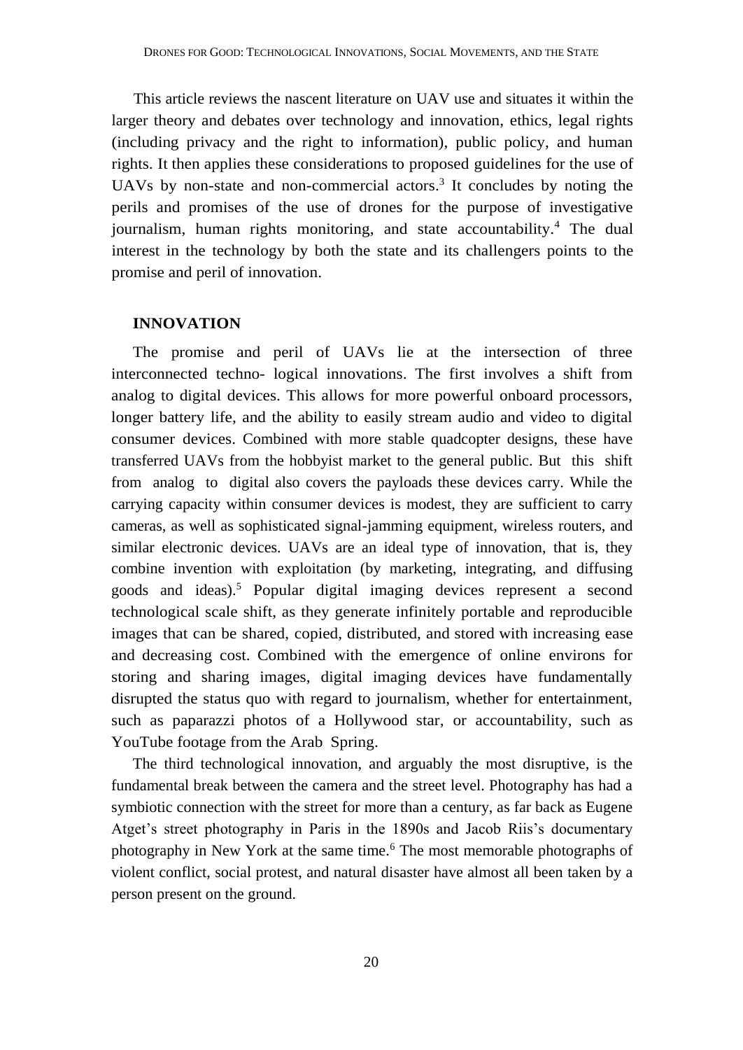This article reviews the nascent literature on UAV use and situates it within the larger theory and debates over technology and innovation, ethics, legal rights (including privacy and the right to information), public policy, and human rights. It then applies these considerations to proposed guidelines for the use of UAVs by non-state and non-commercial actors.[3] It concludes by noting the perils and promises of the use of drones for the purpose of investigative journalism, human rights monitoring, and state accountability.[4] The dual interest in the technology by both the state and its challengers points to the promise and peril of innovation.

## INNOVATION

The promise and peril of UAVs lie at the intersection of three interconnected techno- logical innovations. The first involves a shift from analog to digital devices. This allows for more powerful onboard processors, longer battery life, and the ability to easily stream audio and video to digital consumer devices. Combined with more stable quadcopter designs, these have transferred UAVs from the hobbyist market to the general public. But this shift from analog to digital also covers the payloads these devices carry. While the carrying capacity within consumer devices is modest, they are sufficient to carry cameras, as well as sophisticated signal-jamming equipment, wireless routers, and similar electronic devices. UAVs are an ideal type of innovation, that is, they combine invention with exploitation (by marketing, integrating, and diffusing goods and ideas).[5] Popular digital imaging devices represent a second technological scale shift, as they generate infinitely portable and reproducible images that can be shared, copied, distributed, and stored with increasing ease and decreasing cost. Combined with the emergence of online environs for storing and sharing images, digital imaging devices have fundamentally disrupted the status quo with regard to journalism, whether for entertainment, such as paparazzi photos of a Hollywood star, or accountability, such as YouTube footage from the Arab Spring.

The third technological innovation, and arguably the most disruptive, is the fundamental break between the camera and the street level. Photography has had a symbiotic connection with the street for more than a century, as far back as Eugene Atget's street photography in Paris in the 1890s and Jacob Riis's documentary photography in New York at the same time.[6] The most memorable photographs of violent conflict, social protest, and natural disaster have almost all been taken by a person present on the ground.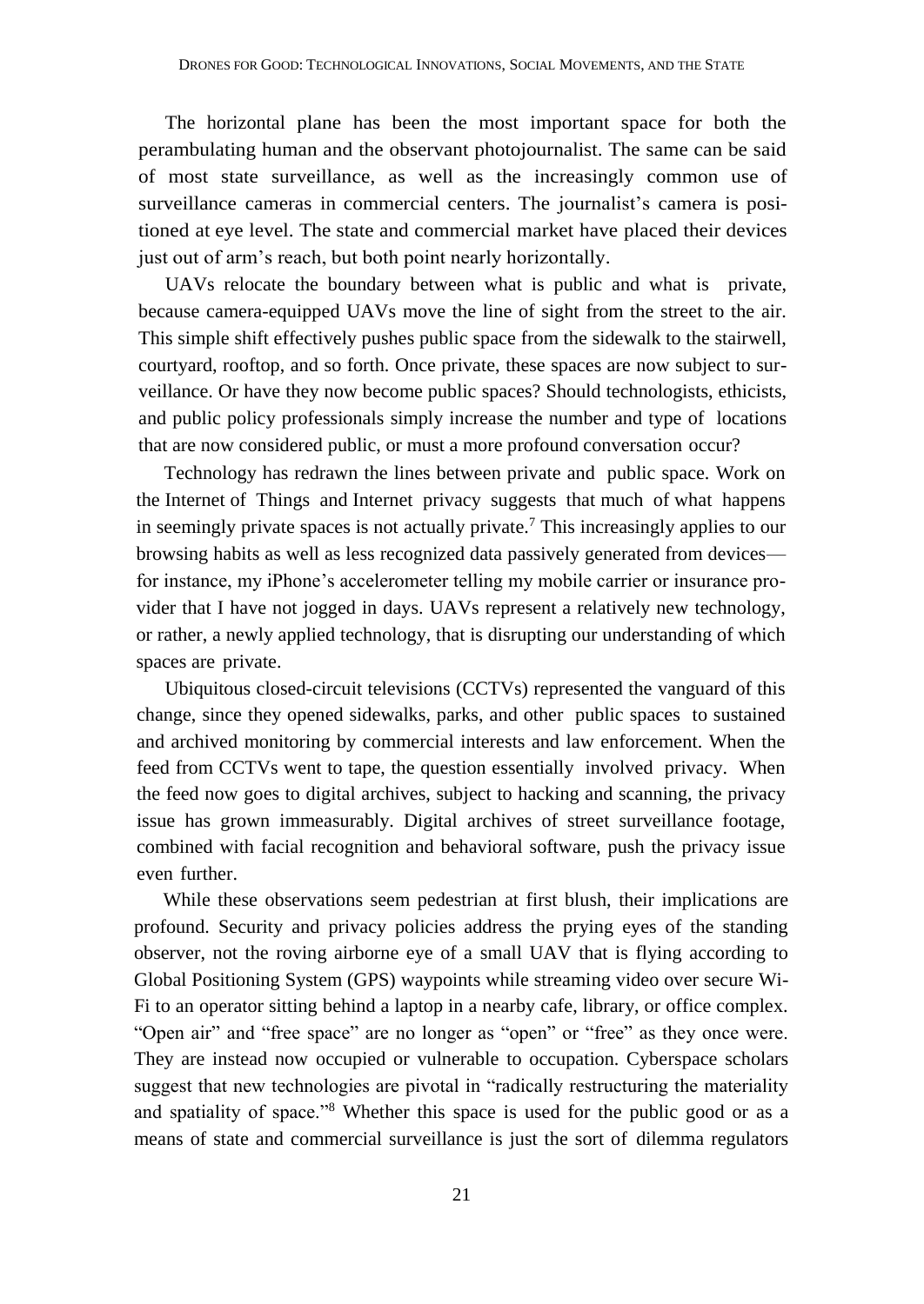The horizontal plane has been the most important space for both the perambulating human and the observant photojournalist. The same can be said of most state surveillance, as well as the increasingly common use of surveillance cameras in commercial centers. The journalist's camera is positioned at eye level. The state and commercial market have placed their devices just out of arm's reach, but both point nearly horizontally.

UAVs relocate the boundary between what is public and what is private, because camera-equipped UAVs move the line of sight from the street to the air. This simple shift effectively pushes public space from the sidewalk to the stairwell, courtyard, rooftop, and so forth. Once private, these spaces are now subject to surveillance. Or have they now become public spaces? Should technologists, ethicists, and public policy professionals simply increase the number and type of locations that are now considered public, or must a more profound conversation occur?

Technology has redrawn the lines between private and public space. Work on the Internet of Things and Internet privacy suggests that much of what happens in seemingly private spaces is not actually private.[7] This increasingly applies to our browsing habits as well as less recognized data passively generated from devices—for instance, my iPhone's accelerometer telling my mobile carrier or insurance provider that I have not jogged in days. UAVs represent a relatively new technology, or rather, a newly applied technology, that is disrupting our understanding of which spaces are private.

Ubiquitous closed-circuit televisions (CCTVs) represented the vanguard of this change, since they opened sidewalks, parks, and other public spaces to sustained and archived monitoring by commercial interests and law enforcement. When the feed from CCTVs went to tape, the question essentially involved privacy. When the feed now goes to digital archives, subject to hacking and scanning, the privacy issue has grown immeasurably. Digital archives of street surveillance footage, combined with facial recognition and behavioral software, push the privacy issue even further.

While these observations seem pedestrian at first blush, their implications are profound. Security and privacy policies address the prying eyes of the standing observer, not the roving airborne eye of a small UAV that is flying according to Global Positioning System (GPS) waypoints while streaming video over secure Wi-Fi to an operator sitting behind a laptop in a nearby cafe, library, or office complex. "Open air" and "free space" are no longer as "open" or "free" as they once were. They are instead now occupied or vulnerable to occupation. Cyberspace scholars suggest that new technologies are pivotal in "radically restructuring the materiality and spatiality of space."[8] Whether this space is used for the public good or as a means of state and commercial surveillance is just the sort of dilemma regulators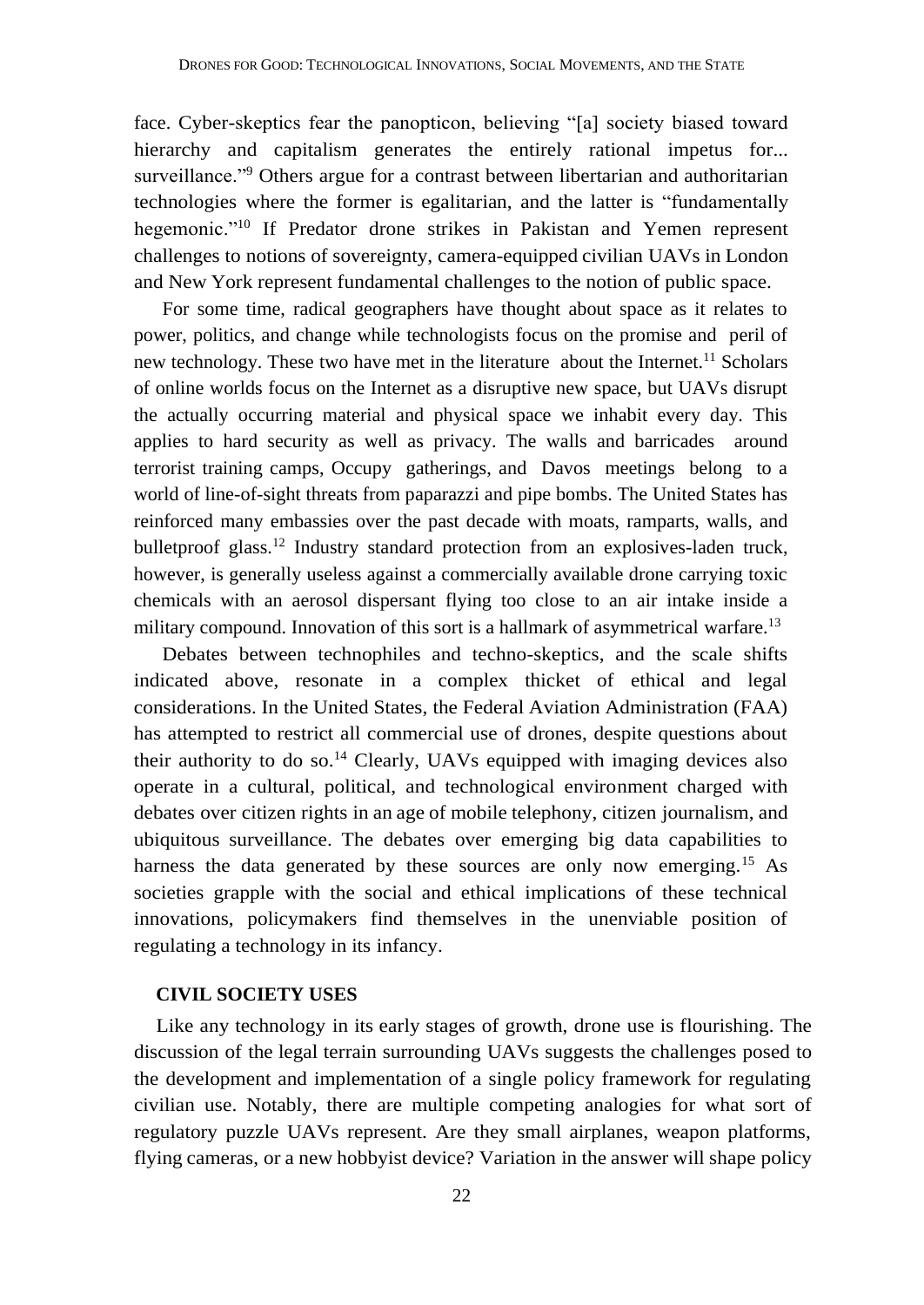face. Cyber-skeptics fear the panopticon, believing "[a] society biased toward hierarchy and capitalism generates the entirely rational impetus for... surveillance."[9] Others argue for a contrast between libertarian and authoritarian technologies where the former is egalitarian, and the latter is "fundamentally hegemonic."[10] If Predator drone strikes in Pakistan and Yemen represent challenges to notions of sovereignty, camera-equipped civilian UAVs in London and New York represent fundamental challenges to the notion of public space.

For some time, radical geographers have thought about space as it relates to power, politics, and change while technologists focus on the promise and peril of new technology. These two have met in the literature about the Internet.[11] Scholars of online worlds focus on the Internet as a disruptive new space, but UAVs disrupt the actually occurring material and physical space we inhabit every day. This applies to hard security as well as privacy. The walls and barricades around terrorist training camps, Occupy gatherings, and Davos meetings belong to a world of line-of-sight threats from paparazzi and pipe bombs. The United States has reinforced many embassies over the past decade with moats, ramparts, walls, and bulletproof glass.[12] Industry standard protection from an explosives-laden truck, however, is generally useless against a commercially available drone carrying toxic chemicals with an aerosol dispersant flying too close to an air intake inside a military compound. Innovation of this sort is a hallmark of asymmetrical warfare.[13]

Debates between technophiles and techno-skeptics, and the scale shifts indicated above, resonate in a complex thicket of ethical and legal considerations. In the United States, the Federal Aviation Administration (FAA) has attempted to restrict all commercial use of drones, despite questions about their authority to do so.[14] Clearly, UAVs equipped with imaging devices also operate in a cultural, political, and technological environment charged with debates over citizen rights in an age of mobile telephony, citizen journalism, and ubiquitous surveillance. The debates over emerging big data capabilities to harness the data generated by these sources are only now emerging.[15] As societies grapple with the social and ethical implications of these technical innovations, policymakers find themselves in the unenviable position of regulating a technology in its infancy.

## CIVIL SOCIETY USES

Like any technology in its early stages of growth, drone use is flourishing. The discussion of the legal terrain surrounding UAVs suggests the challenges posed to the development and implementation of a single policy framework for regulating civilian use. Notably, there are multiple competing analogies for what sort of regulatory puzzle UAVs represent. Are they small airplanes, weapon platforms, flying cameras, or a new hobbyist device? Variation in the answer will shape policy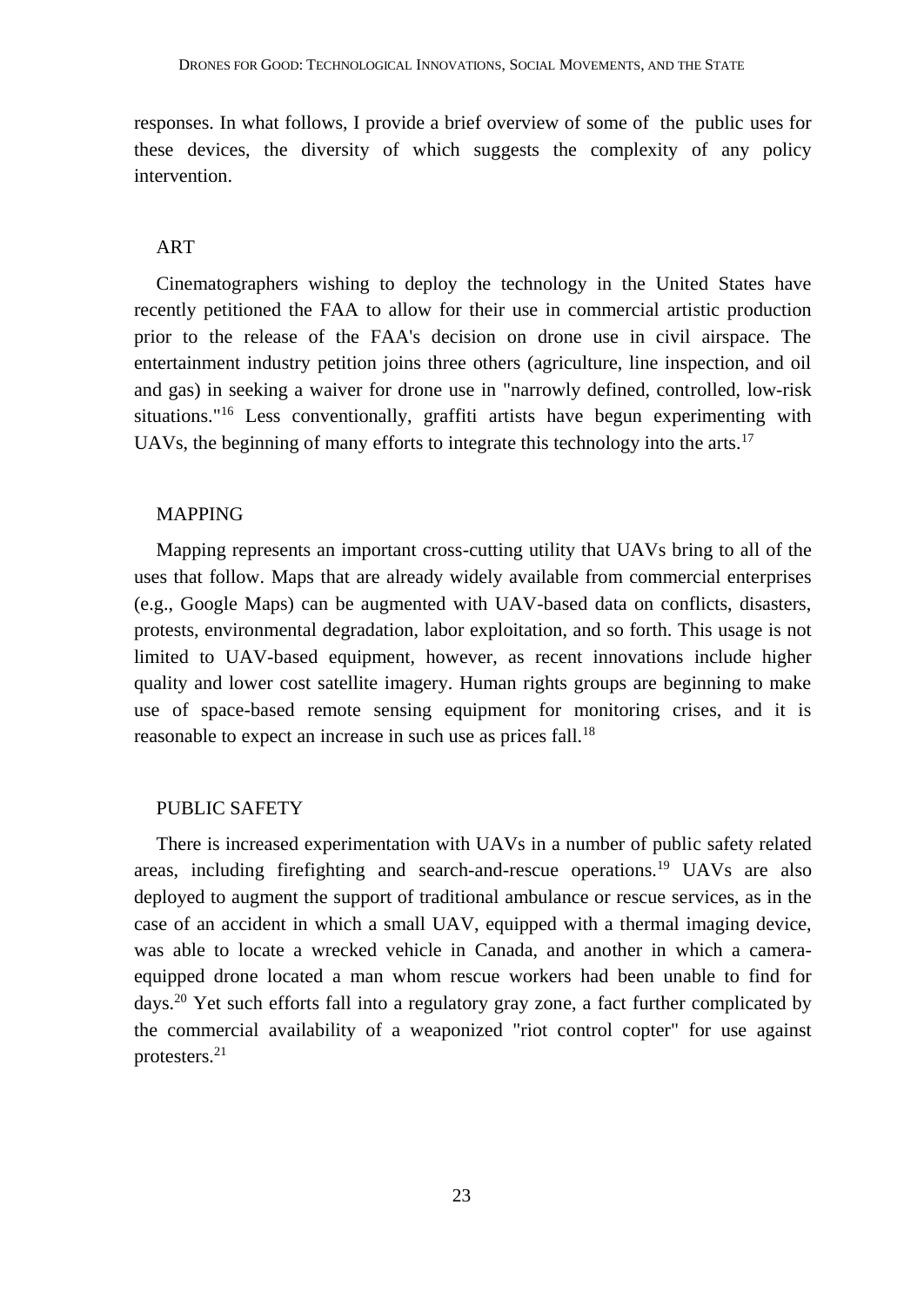responses. In what follows, I provide a brief overview of some of the public uses for these devices, the diversity of which suggests the complexity of any policy intervention.

### ART

Cinematographers wishing to deploy the technology in the United States have recently petitioned the FAA to allow for their use in commercial artistic production prior to the release of the FAA's decision on drone use in civil airspace. The entertainment industry petition joins three others (agriculture, line inspection, and oil and gas) in seeking a waiver for drone use in "narrowly defined, controlled, low-risk situations."[16] Less conventionally, graffiti artists have begun experimenting with UAVs, the beginning of many efforts to integrate this technology into the arts.[17]

### MAPPING

Mapping represents an important cross-cutting utility that UAVs bring to all of the uses that follow. Maps that are already widely available from commercial enterprises (e.g., Google Maps) can be augmented with UAV-based data on conflicts, disasters, protests, environmental degradation, labor exploitation, and so forth. This usage is not limited to UAV-based equipment, however, as recent innovations include higher quality and lower cost satellite imagery. Human rights groups are beginning to make use of space-based remote sensing equipment for monitoring crises, and it is reasonable to expect an increase in such use as prices fall.[18]

### PUBLIC SAFETY

There is increased experimentation with UAVs in a number of public safety related areas, including firefighting and search-and-rescue operations.[19] UAVs are also deployed to augment the support of traditional ambulance or rescue services, as in the case of an accident in which a small UAV, equipped with a thermal imaging device, was able to locate a wrecked vehicle in Canada, and another in which a camera-equipped drone located a man whom rescue workers had been unable to find for days.[20] Yet such efforts fall into a regulatory gray zone, a fact further complicated by the commercial availability of a weaponized "riot control copter" for use against protesters.[21]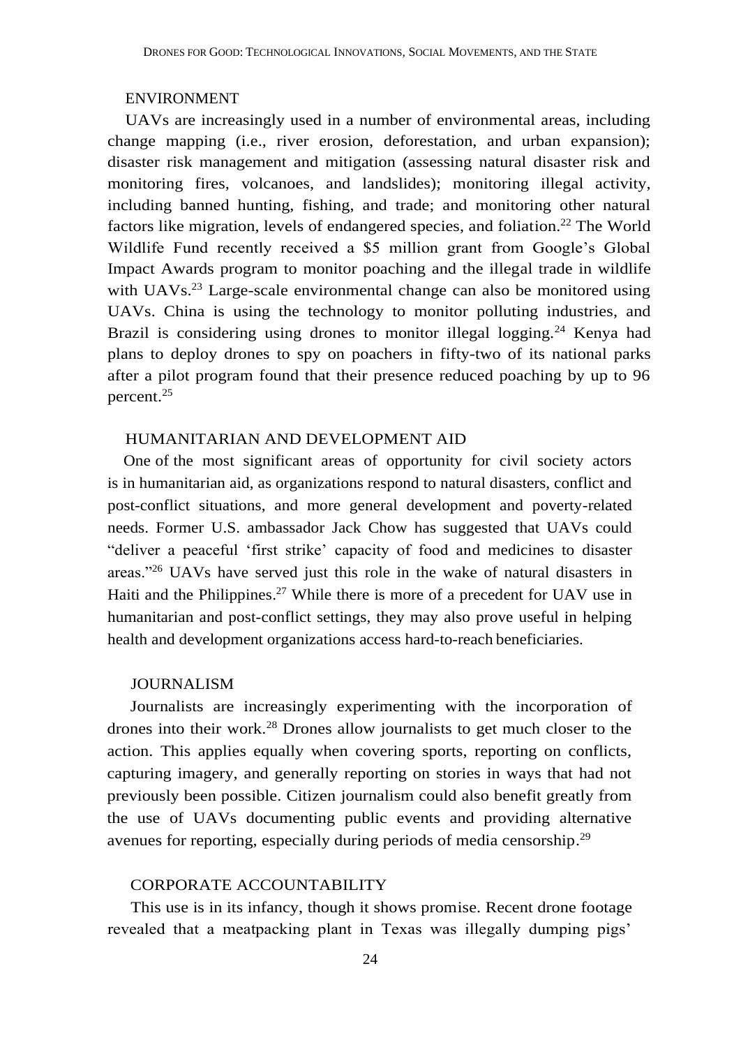## ENVIRONMENT

UAVs are increasingly used in a number of environmental areas, including change mapping (i.e., river erosion, deforestation, and urban expansion); disaster risk management and mitigation (assessing natural disaster risk and monitoring fires, volcanoes, and landslides); monitoring illegal activity, including banned hunting, fishing, and trade; and monitoring other natural factors like migration, levels of endangered species, and foliation.[22] The World Wildlife Fund recently received a $5 million grant from Google's Global Impact Awards program to monitor poaching and the illegal trade in wildlife with UAVs.[23] Large-scale environmental change can also be monitored using UAVs. China is using the technology to monitor polluting industries, and Brazil is considering using drones to monitor illegal logging.[24] Kenya had plans to deploy drones to spy on poachers in fifty-two of its national parks after a pilot program found that their presence reduced poaching by up to 96 percent.[25]

## HUMANITARIAN AND DEVELOPMENT AID

One of the most significant areas of opportunity for civil society actors is in humanitarian aid, as organizations respond to natural disasters, conflict and post-conflict situations, and more general development and poverty-related needs. Former U.S. ambassador Jack Chow has suggested that UAVs could "deliver a peaceful 'first strike' capacity of food and medicines to disaster areas."[26] UAVs have served just this role in the wake of natural disasters in Haiti and the Philippines.[27] While there is more of a precedent for UAV use in humanitarian and post-conflict settings, they may also prove useful in helping health and development organizations access hard-to-reach beneficiaries.

## JOURNALISM

Journalists are increasingly experimenting with the incorporation of drones into their work.[28] Drones allow journalists to get much closer to the action. This applies equally when covering sports, reporting on conflicts, capturing imagery, and generally reporting on stories in ways that had not previously been possible. Citizen journalism could also benefit greatly from the use of UAVs documenting public events and providing alternative avenues for reporting, especially during periods of media censorship.[29]

## CORPORATE ACCOUNTABILITY

This use is in its infancy, though it shows promise. Recent drone footage revealed that a meatpacking plant in Texas was illegally dumping pigs'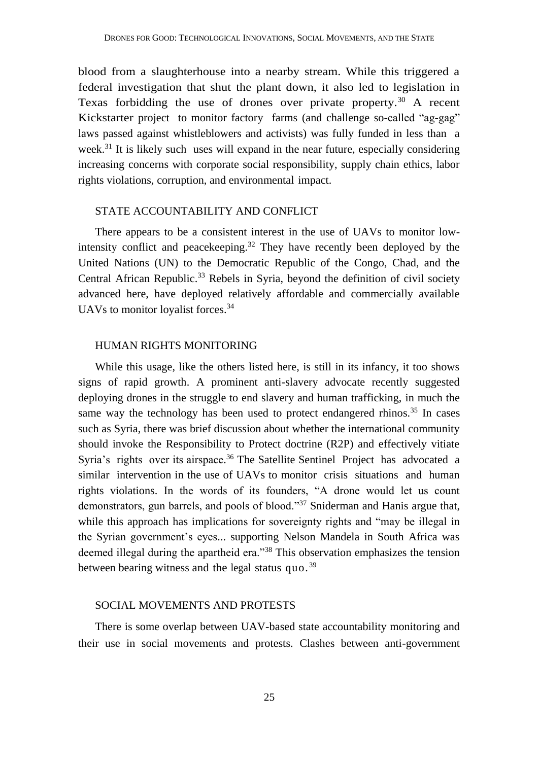blood from a slaughterhouse into a nearby stream. While this triggered a federal investigation that shut the plant down, it also led to legislation in Texas forbidding the use of drones over private property.[30] A recent Kickstarter project to monitor factory farms (and challenge so-called "ag-gag" laws passed against whistleblowers and activists) was fully funded in less than a week.[31] It is likely such uses will expand in the near future, especially considering increasing concerns with corporate social responsibility, supply chain ethics, labor rights violations, corruption, and environmental impact.

### STATE ACCOUNTABILITY AND CONFLICT

There appears to be a consistent interest in the use of UAVs to monitor low-intensity conflict and peacekeeping.[32] They have recently been deployed by the United Nations (UN) to the Democratic Republic of the Congo, Chad, and the Central African Republic.[33] Rebels in Syria, beyond the definition of civil society advanced here, have deployed relatively affordable and commercially available UAVs to monitor loyalist forces.[34]

### HUMAN RIGHTS MONITORING

While this usage, like the others listed here, is still in its infancy, it too shows signs of rapid growth. A prominent anti-slavery advocate recently suggested deploying drones in the struggle to end slavery and human trafficking, in much the same way the technology has been used to protect endangered rhinos.[35] In cases such as Syria, there was brief discussion about whether the international community should invoke the Responsibility to Protect doctrine (R2P) and effectively vitiate Syria's rights over its airspace.[36] The Satellite Sentinel Project has advocated a similar intervention in the use of UAVs to monitor crisis situations and human rights violations. In the words of its founders, "A drone would let us count demonstrators, gun barrels, and pools of blood."[37] Sniderman and Hanis argue that, while this approach has implications for sovereignty rights and "may be illegal in the Syrian government's eyes... supporting Nelson Mandela in South Africa was deemed illegal during the apartheid era."[38] This observation emphasizes the tension between bearing witness and the legal status quo.[39]

### SOCIAL MOVEMENTS AND PROTESTS

There is some overlap between UAV-based state accountability monitoring and their use in social movements and protests. Clashes between anti-government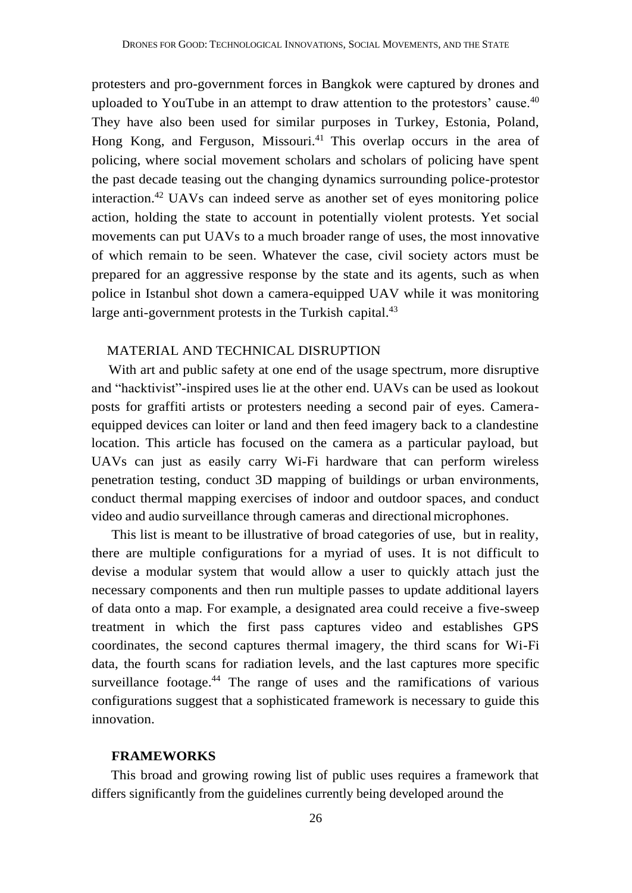protesters and pro-government forces in Bangkok were captured by drones and uploaded to YouTube in an attempt to draw attention to the protestors' cause.[40] They have also been used for similar purposes in Turkey, Estonia, Poland, Hong Kong, and Ferguson, Missouri.[41] This overlap occurs in the area of policing, where social movement scholars and scholars of policing have spent the past decade teasing out the changing dynamics surrounding police-protestor interaction.[42] UAVs can indeed serve as another set of eyes monitoring police action, holding the state to account in potentially violent protests. Yet social movements can put UAVs to a much broader range of uses, the most innovative of which remain to be seen. Whatever the case, civil society actors must be prepared for an aggressive response by the state and its agents, such as when police in Istanbul shot down a camera-equipped UAV while it was monitoring large anti-government protests in the Turkish capital.[43]

### MATERIAL AND TECHNICAL DISRUPTION

With art and public safety at one end of the usage spectrum, more disruptive and "hacktivist"-inspired uses lie at the other end. UAVs can be used as lookout posts for graffiti artists or protesters needing a second pair of eyes. Camera-equipped devices can loiter or land and then feed imagery back to a clandestine location. This article has focused on the camera as a particular payload, but UAVs can just as easily carry Wi-Fi hardware that can perform wireless penetration testing, conduct 3D mapping of buildings or urban environments, conduct thermal mapping exercises of indoor and outdoor spaces, and conduct video and audio surveillance through cameras and directional microphones.

This list is meant to be illustrative of broad categories of use, but in reality, there are multiple configurations for a myriad of uses. It is not difficult to devise a modular system that would allow a user to quickly attach just the necessary components and then run multiple passes to update additional layers of data onto a map. For example, a designated area could receive a five-sweep treatment in which the first pass captures video and establishes GPS coordinates, the second captures thermal imagery, the third scans for Wi-Fi data, the fourth scans for radiation levels, and the last captures more specific surveillance footage.[44] The range of uses and the ramifications of various configurations suggest that a sophisticated framework is necessary to guide this innovation.

## FRAMEWORKS

This broad and growing rowing list of public uses requires a framework that differs significantly from the guidelines currently being developed around the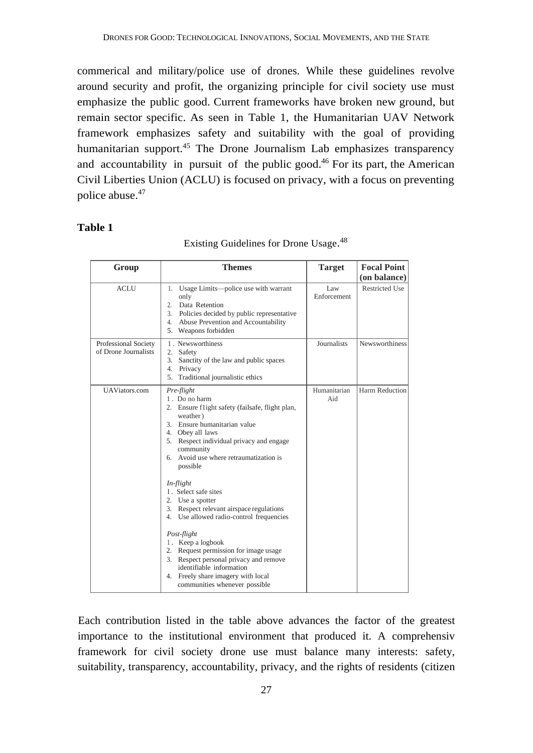commerical and military/police use of drones. While these guidelines revolve around security and profit, the organizing principle for civil society use must emphasize the public good. Current frameworks have broken new ground, but remain sector specific. As seen in Table 1, the Humanitarian UAV Network framework emphasizes safety and suitability with the goal of providing humanitarian support.[45] The Drone Journalism Lab emphasizes transparency and accountability in pursuit of the public good.[46] For its part, the American Civil Liberties Union (ACLU) is focused on privacy, with a focus on preventing police abuse.[47]

**Table 1**

Existing Guidelines for Drone Usage.[48]

| Group | Themes | Target | Focal Point (on balance) |
|---|---|---|---|
| ACLU | 1. Usage Limits—police use with warrant only<br>2. Data Retention<br>3. Policies decided by public representative<br>4. Abuse Prevention and Accountability<br>5. Weapons forbidden | Law Enforcement | Restricted Use |
| Professional Society of Drone Journalists | 1. Newsworthiness<br>2. Safety<br>3. Sanctity of the law and public spaces<br>4. Privacy<br>5. Traditional journalistic ethics | Journalists | Newsworthiness |
| UAViators.com | *Pre-flight*<br>1. Do no harm<br>2. Ensure f1ight safety (failsafe, flight plan, weather)<br>3. Ensure humanitarian value<br>4. Obey all laws<br>5. Respect individual privacy and engage community<br>6. Avoid use where retraumatization is possible<br><br>*In-flight*<br>1. Select safe sites<br>2. Use a spotter<br>3. Respect relevant airspace regulations<br>4. Use allowed radio-control frequencies<br><br>*Post-flight*<br>1. Keep a logbook<br>2. Request permission for image usage<br>3. Respect personal privacy and remove identifiable information<br>4. Freely share imagery with local communities whenever possible | Humanitarian Aid | Harm Reduction |

Each contribution listed in the table above advances the factor of the greatest importance to the institutional environment that produced it. A comprehensiv framework for civil society drone use must balance many interests: safety, suitability, transparency, accountability, privacy, and the rights of residents (citizen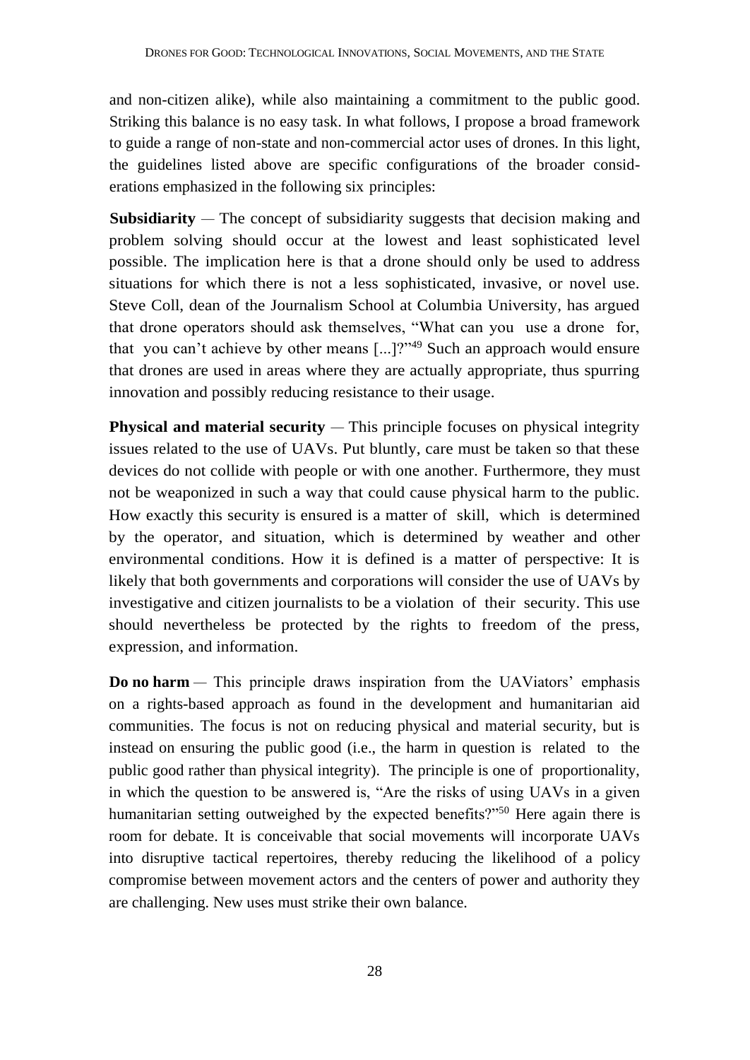and non-citizen alike), while also maintaining a commitment to the public good. Striking this balance is no easy task. In what follows, I propose a broad framework to guide a range of non-state and non-commercial actor uses of drones. In this light, the guidelines listed above are specific configurations of the broader considerations emphasized in the following six principles:

**Subsidiarity** — The concept of subsidiarity suggests that decision making and problem solving should occur at the lowest and least sophisticated level possible. The implication here is that a drone should only be used to address situations for which there is not a less sophisticated, invasive, or novel use. Steve Coll, dean of the Journalism School at Columbia University, has argued that drone operators should ask themselves, "What can you use a drone for, that you can't achieve by other means [...]?"[49] Such an approach would ensure that drones are used in areas where they are actually appropriate, thus spurring innovation and possibly reducing resistance to their usage.

**Physical and material security** — This principle focuses on physical integrity issues related to the use of UAVs. Put bluntly, care must be taken so that these devices do not collide with people or with one another. Furthermore, they must not be weaponized in such a way that could cause physical harm to the public. How exactly this security is ensured is a matter of skill, which is determined by the operator, and situation, which is determined by weather and other environmental conditions. How it is defined is a matter of perspective: It is likely that both governments and corporations will consider the use of UAVs by investigative and citizen journalists to be a violation of their security. This use should nevertheless be protected by the rights to freedom of the press, expression, and information.

**Do no harm** — This principle draws inspiration from the UAViators' emphasis on a rights-based approach as found in the development and humanitarian aid communities. The focus is not on reducing physical and material security, but is instead on ensuring the public good (i.e., the harm in question is related to the public good rather than physical integrity). The principle is one of proportionality, in which the question to be answered is, "Are the risks of using UAVs in a given humanitarian setting outweighed by the expected benefits?"[50] Here again there is room for debate. It is conceivable that social movements will incorporate UAVs into disruptive tactical repertoires, thereby reducing the likelihood of a policy compromise between movement actors and the centers of power and authority they are challenging. New uses must strike their own balance.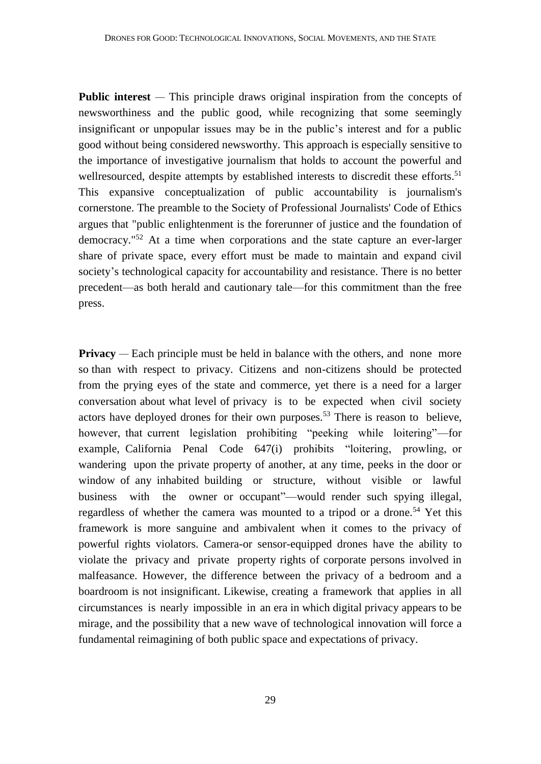**Public interest** — This principle draws original inspiration from the concepts of newsworthiness and the public good, while recognizing that some seemingly insignificant or unpopular issues may be in the public's interest and for a public good without being considered newsworthy. This approach is especially sensitive to the importance of investigative journalism that holds to account the powerful and wellresourced, despite attempts by established interests to discredit these efforts.[51] This expansive conceptualization of public accountability is journalism's cornerstone. The preamble to the Society of Professional Journalists' Code of Ethics argues that "public enlightenment is the forerunner of justice and the foundation of democracy."[52] At a time when corporations and the state capture an ever-larger share of private space, every effort must be made to maintain and expand civil society's technological capacity for accountability and resistance. There is no better precedent—as both herald and cautionary tale—for this commitment than the free press.

**Privacy** — Each principle must be held in balance with the others, and none more so than with respect to privacy. Citizens and non-citizens should be protected from the prying eyes of the state and commerce, yet there is a need for a larger conversation about what level of privacy is to be expected when civil society actors have deployed drones for their own purposes.[53] There is reason to believe, however, that current legislation prohibiting "peeking while loitering"—for example, California Penal Code 647(i) prohibits "loitering, prowling, or wandering upon the private property of another, at any time, peeks in the door or window of any inhabited building or structure, without visible or lawful business with the owner or occupant"—would render such spying illegal, regardless of whether the camera was mounted to a tripod or a drone.[54] Yet this framework is more sanguine and ambivalent when it comes to the privacy of powerful rights violators. Camera-or sensor-equipped drones have the ability to violate the privacy and private property rights of corporate persons involved in malfeasance. However, the difference between the privacy of a bedroom and a boardroom is not insignificant. Likewise, creating a framework that applies in all circumstances is nearly impossible in an era in which digital privacy appears to be mirage, and the possibility that a new wave of technological innovation will force a fundamental reimagining of both public space and expectations of privacy.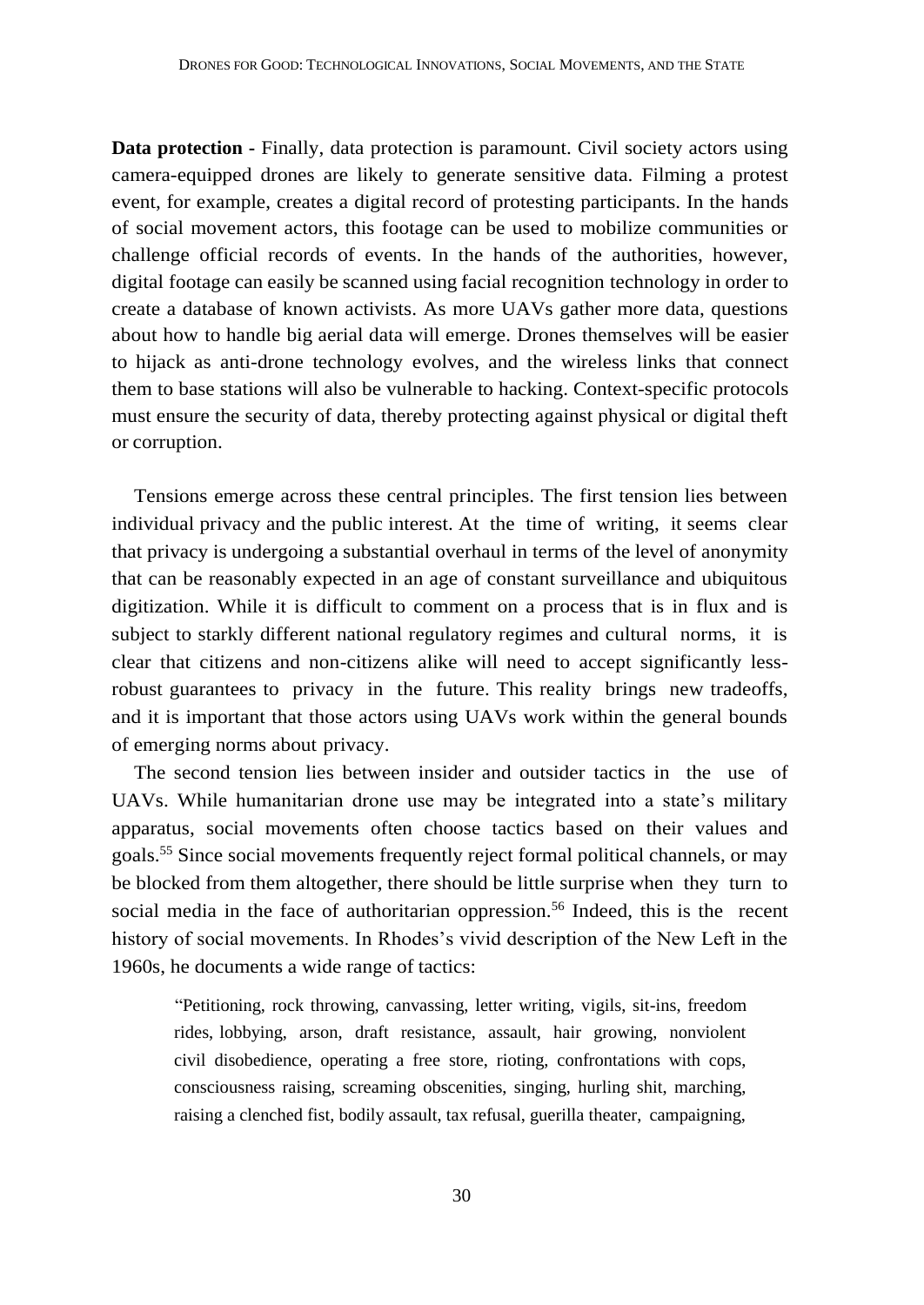**Data protection -** Finally, data protection is paramount. Civil society actors using camera-equipped drones are likely to generate sensitive data. Filming a protest event, for example, creates a digital record of protesting participants. In the hands of social movement actors, this footage can be used to mobilize communities or challenge official records of events. In the hands of the authorities, however, digital footage can easily be scanned using facial recognition technology in order to create a database of known activists. As more UAVs gather more data, questions about how to handle big aerial data will emerge. Drones themselves will be easier to hijack as anti-drone technology evolves, and the wireless links that connect them to base stations will also be vulnerable to hacking. Context-specific protocols must ensure the security of data, thereby protecting against physical or digital theft or corruption.

Tensions emerge across these central principles. The first tension lies between individual privacy and the public interest. At the time of writing, it seems clear that privacy is undergoing a substantial overhaul in terms of the level of anonymity that can be reasonably expected in an age of constant surveillance and ubiquitous digitization. While it is difficult to comment on a process that is in flux and is subject to starkly different national regulatory regimes and cultural norms, it is clear that citizens and non-citizens alike will need to accept significantly less-robust guarantees to privacy in the future. This reality brings new tradeoffs, and it is important that those actors using UAVs work within the general bounds of emerging norms about privacy.

The second tension lies between insider and outsider tactics in the use of UAVs. While humanitarian drone use may be integrated into a state's military apparatus, social movements often choose tactics based on their values and goals.[55] Since social movements frequently reject formal political channels, or may be blocked from them altogether, there should be little surprise when they turn to social media in the face of authoritarian oppression.[56] Indeed, this is the recent history of social movements. In Rhodes's vivid description of the New Left in the 1960s, he documents a wide range of tactics:

> "Petitioning, rock throwing, canvassing, letter writing, vigils, sit-ins, freedom rides, lobbying, arson, draft resistance, assault, hair growing, nonviolent civil disobedience, operating a free store, rioting, confrontations with cops, consciousness raising, screaming obscenities, singing, hurling shit, marching, raising a clenched fist, bodily assault, tax refusal, guerilla theater, campaigning,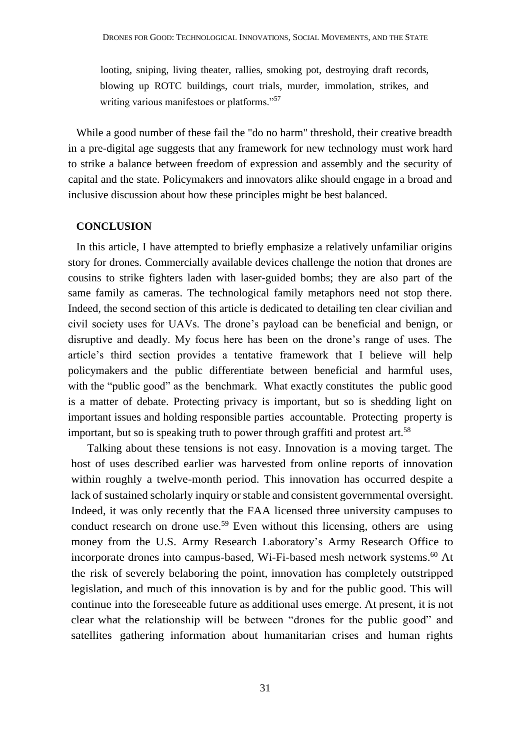looting, sniping, living theater, rallies, smoking pot, destroying draft records, blowing up ROTC buildings, court trials, murder, immolation, strikes, and writing various manifestoes or platforms."[57]

While a good number of these fail the "do no harm" threshold, their creative breadth in a pre-digital age suggests that any framework for new technology must work hard to strike a balance between freedom of expression and assembly and the security of capital and the state. Policymakers and innovators alike should engage in a broad and inclusive discussion about how these principles might be best balanced.

## CONCLUSION

In this article, I have attempted to briefly emphasize a relatively unfamiliar origins story for drones. Commercially available devices challenge the notion that drones are cousins to strike fighters laden with laser-guided bombs; they are also part of the same family as cameras. The technological family metaphors need not stop there. Indeed, the second section of this article is dedicated to detailing ten clear civilian and civil society uses for UAVs. The drone's payload can be beneficial and benign, or disruptive and deadly. My focus here has been on the drone's range of uses. The article's third section provides a tentative framework that I believe will help policymakers and the public differentiate between beneficial and harmful uses, with the "public good" as the benchmark. What exactly constitutes the public good is a matter of debate. Protecting privacy is important, but so is shedding light on important issues and holding responsible parties accountable. Protecting property is important, but so is speaking truth to power through graffiti and protest art.[58]

Talking about these tensions is not easy. Innovation is a moving target. The host of uses described earlier was harvested from online reports of innovation within roughly a twelve-month period. This innovation has occurred despite a lack of sustained scholarly inquiry or stable and consistent governmental oversight. Indeed, it was only recently that the FAA licensed three university campuses to conduct research on drone use.[59] Even without this licensing, others are using money from the U.S. Army Research Laboratory's Army Research Office to incorporate drones into campus-based, Wi-Fi-based mesh network systems.[60] At the risk of severely belaboring the point, innovation has completely outstripped legislation, and much of this innovation is by and for the public good. This will continue into the foreseeable future as additional uses emerge. At present, it is not clear what the relationship will be between "drones for the public good" and satellites gathering information about humanitarian crises and human rights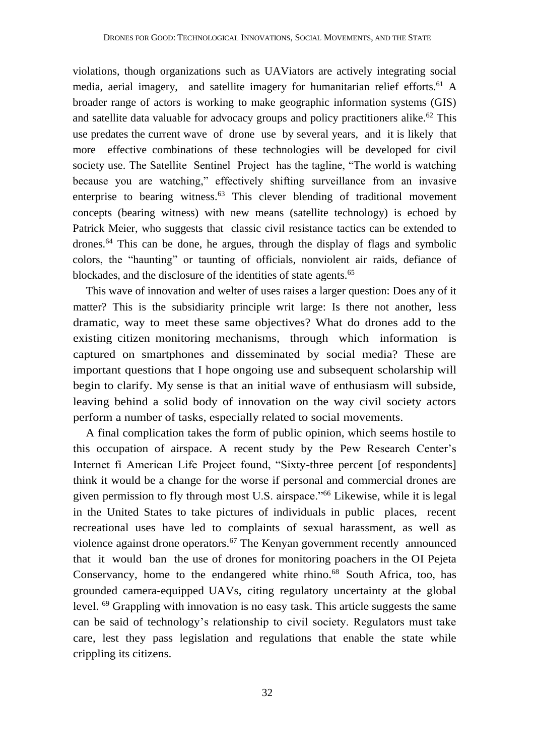violations, though organizations such as UAViators are actively integrating social media, aerial imagery, and satellite imagery for humanitarian relief efforts.[61] A broader range of actors is working to make geographic information systems (GIS) and satellite data valuable for advocacy groups and policy practitioners alike.[62] This use predates the current wave of drone use by several years, and it is likely that more effective combinations of these technologies will be developed for civil society use. The Satellite Sentinel Project has the tagline, "The world is watching because you are watching," effectively shifting surveillance from an invasive enterprise to bearing witness.[63] This clever blending of traditional movement concepts (bearing witness) with new means (satellite technology) is echoed by Patrick Meier, who suggests that classic civil resistance tactics can be extended to drones.[64] This can be done, he argues, through the display of flags and symbolic colors, the "haunting" or taunting of officials, nonviolent air raids, defiance of blockades, and the disclosure of the identities of state agents.[65]

This wave of innovation and welter of uses raises a larger question: Does any of it matter? This is the subsidiarity principle writ large: Is there not another, less dramatic, way to meet these same objectives? What do drones add to the existing citizen monitoring mechanisms, through which information is captured on smartphones and disseminated by social media? These are important questions that I hope ongoing use and subsequent scholarship will begin to clarify. My sense is that an initial wave of enthusiasm will subside, leaving behind a solid body of innovation on the way civil society actors perform a number of tasks, especially related to social movements.

A final complication takes the form of public opinion, which seems hostile to this occupation of airspace. A recent study by the Pew Research Center's Internet fi American Life Project found, "Sixty-three percent [of respondents] think it would be a change for the worse if personal and commercial drones are given permission to fly through most U.S. airspace."[66] Likewise, while it is legal in the United States to take pictures of individuals in public places, recent recreational uses have led to complaints of sexual harassment, as well as violence against drone operators.[67] The Kenyan government recently announced that it would ban the use of drones for monitoring poachers in the OI Pejeta Conservancy, home to the endangered white rhino.[68] South Africa, too, has grounded camera-equipped UAVs, citing regulatory uncertainty at the global level.[69] Grappling with innovation is no easy task. This article suggests the same can be said of technology's relationship to civil society. Regulators must take care, lest they pass legislation and regulations that enable the state while crippling its citizens.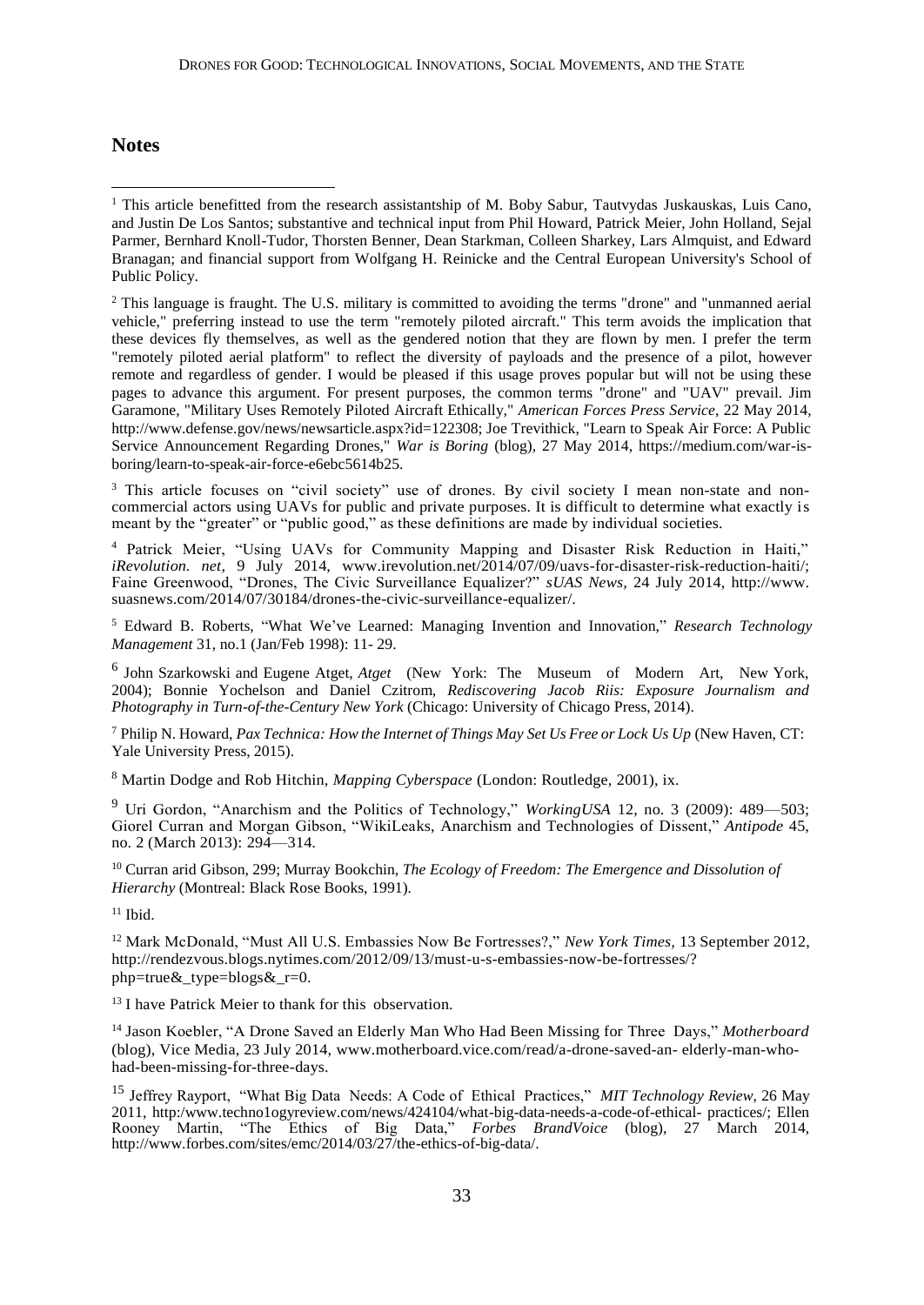## Notes

[1] This article benefitted from the research assistantship of M. Boby Sabur, Tautvydas Juskauskas, Luis Cano, and Justin De Los Santos; substantive and technical input from Phil Howard, Patrick Meier, John Holland, Sejal Parmer, Bernhard Knoll-Tudor, Thorsten Benner, Dean Starkman, Colleen Sharkey, Lars Almquist, and Edward Branagan; and financial support from Wolfgang H. Reinicke and the Central European University's School of Public Policy.

[2] This language is fraught. The U.S. military is committed to avoiding the terms "drone" and "unmanned aerial vehicle," preferring instead to use the term "remotely piloted aircraft." This term avoids the implication that these devices fly themselves, as well as the gendered notion that they are flown by men. I prefer the term "remotely piloted aerial platform" to reflect the diversity of payloads and the presence of a pilot, however remote and regardless of gender. I would be pleased if this usage proves popular but will not be using these pages to advance this argument. For present purposes, the common terms "drone" and "UAV" prevail. Jim Garamone, "Military Uses Remotely Piloted Aircraft Ethically," *American Forces Press Service*, 22 May 2014, http://www.defense.gov/news/newsarticle.aspx?id=122308; Joe Trevithick, "Learn to Speak Air Force: A Public Service Announcement Regarding Drones," *War is Boring* (blog), 27 May 2014, https://medium.com/war-is-boring/learn-to-speak-air-force-e6ebc5614b25.

[3] This article focuses on "civil society" use of drones. By civil society I mean non-state and non-commercial actors using UAVs for public and private purposes. It is difficult to determine what exactly is meant by the "greater" or "public good," as these definitions are made by individual societies.

[4] Patrick Meier, "Using UAVs for Community Mapping and Disaster Risk Reduction in Haiti," *iRevolution. net*, 9 July 2014, www.irevolution.net/2014/07/09/uavs-for-disaster-risk-reduction-haiti/; Faine Greenwood, "Drones, The Civic Surveillance Equalizer?" *sUAS News*, 24 July 2014, http://www. suasnews.com/2014/07/30184/drones-the-civic-surveillance-equalizer/.

[5] Edward B. Roberts, "What We've Learned: Managing Invention and Innovation," *Research Technology Management* 31, no.1 (Jan/Feb 1998): 11- 29.

[6] John Szarkowski and Eugene Atget, *Atget* (New York: The Museum of Modern Art, New York, 2004); Bonnie Yochelson and Daniel Czitrom, *Rediscovering Jacob Riis: Exposure Journalism and Photography in Turn-of-the-Century New York* (Chicago: University of Chicago Press, 2014).

[7] Philip N. Howard, *Pax Technica: How the Internet of Things May Set Us Free or Lock Us Up* (New Haven, CT: Yale University Press, 2015).

[8] Martin Dodge and Rob Hitchin, *Mapping Cyberspace* (London: Routledge, 2001), ix.

[9] Uri Gordon, "Anarchism and the Politics of Technology," *WorkingUSA* 12, no. 3 (2009): 489—503; Giorel Curran and Morgan Gibson, "WikiLeaks, Anarchism and Technologies of Dissent," *Antipode* 45, no. 2 (March 2013): 294—314.

[10] Curran arid Gibson, 299; Murray Bookchin, *The Ecology of Freedom: The Emergence and Dissolution of Hierarchy* (Montreal: Black Rose Books, 1991).

[11] Ibid.

[12] Mark McDonald, "Must All U.S. Embassies Now Be Fortresses?," *New York Times*, 13 September 2012, http://rendezvous.blogs.nytimes.com/2012/09/13/must-u-s-embassies-now-be-fortresses/?php=true&_type=blogs&_r=0.

[13] I have Patrick Meier to thank for this observation.

[14] Jason Koebler, "A Drone Saved an Elderly Man Who Had Been Missing for Three Days," *Motherboard* (blog), Vice Media, 23 July 2014, www.motherboard.vice.com/read/a-drone-saved-an- elderly-man-who-had-been-missing-for-three-days.

[15] Jeffrey Rayport, "What Big Data Needs: A Code of Ethical Practices," *MIT Technology Review*, 26 May 2011, http:/www.techno1ogyreview.com/news/424104/what-big-data-needs-a-code-of-ethical- practices/; Ellen Rooney Martin, "The Ethics of Big Data," *Forbes BrandVoice* (blog), 27 March 2014, http://www.forbes.com/sites/emc/2014/03/27/the-ethics-of-big-data/.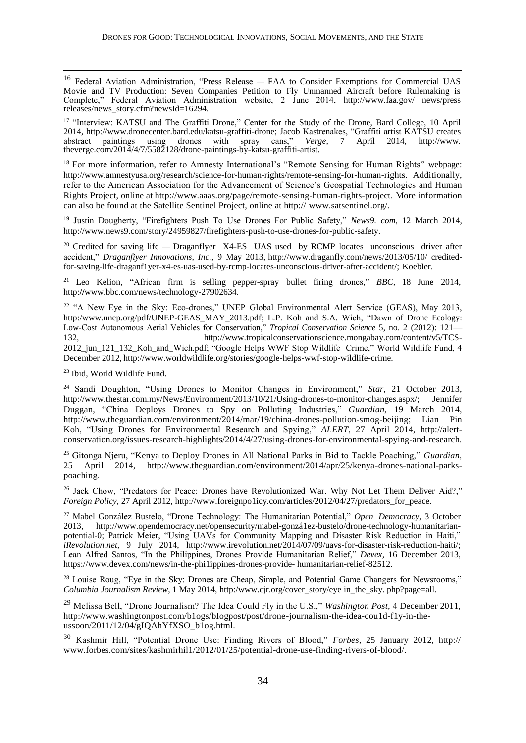[16] Federal Aviation Administration, "Press Release — FAA to Consider Exemptions for Commercial UAS Movie and TV Production: Seven Companies Petition to Fly Unmanned Aircraft before Rulemaking is Complete," Federal Aviation Administration website, 2 June 2014, http://www.faa.gov/ news/press releases/news_story.cfm?newsId=16294.

[17] "Interview: KATSU and The Graffiti Drone," Center for the Study of the Drone, Bard College, 10 April 2014, http://www.dronecenter.bard.edu/katsu-graffiti-drone; Jacob Kastrenakes, "Graffiti artist KATSU creates abstract paintings using drones with spray cans," *Verge,* 7 April 2014, http://www. theverge.com/2014/4/7/5582128/drone-paintings-by-katsu-graffiti-artist.

[18] For more information, refer to Amnesty International's "Remote Sensing for Human Rights" webpage: http://www.amnestyusa.org/research/science-for-human-rights/remote-sensing-for-human-rights. Additionally, refer to the American Association for the Advancement of Science's Geospatial Technologies and Human Rights Project, online at http://www.aaas.org/page/remote-sensing-human-rights-project. More information can also be found at the Satellite Sentinel Project, online at http:// www.satsentinel.org/.

[19] Justin Dougherty, "Firefighters Push To Use Drones For Public Safety," *News9. com,* 12 March 2014, http://www.news9.com/story/24959827/firefighters-push-to-use-drones-for-public-safety.

[20] Credited for saving life — Draganflyer X4-ES UAS used by RCMP locates unconscious driver after accident," *Draganfiyer Innovations, Inc.,* 9 May 2013, http://www.draganfly.com/news/2013/05/10/ credited-for-saving-life-draganf1yer-x4-es-uas-used-by-rcmp-locates-unconscious-driver-after-accident/; Koebler.

[21] Leo Kelion, "African firm is selling pepper-spray bullet firing drones," *BBC,* 18 June 2014, http://www.bbc.com/news/technology-27902634.

[22] "A New Eye in the Sky: Eco-drones," UNEP Global Environmental Alert Service (GEAS), May 2013, http:/www.unep.org/pdf/UNEP-GEAS_MAY_2013.pdf; L.P. Koh and S.A. Wich, "Dawn of Drone Ecology: Low-Cost Autonomous Aerial Vehicles for Conservation," *Tropical Conservation Science* 5, no. 2 (2012): 121—132, http://www.tropicalconservationscience.mongabay.com/content/v5/TCS-2012_jun_121_132_Koh_and_Wich.pdf; "Google Helps WWF Stop Wildlife Crime," World Wildlife Fund, 4 December 2012, http://www.worldwildlife.org/stories/google-helps-wwf-stop-wildlife-crime.

[23] Ibid, World Wildlife Fund.

[24] Sandi Doughton, "Using Drones to Monitor Changes in Environment," *Star,* 21 October 2013, http://www.thestar.com.my/News/Environment/2013/10/21/Using-drones-to-monitor-changes.aspx/; Jennifer Duggan, "China Deploys Drones to Spy on Polluting Industries," *Guardian,* 19 March 2014, http://www.theguardian.com/environment/2014/mar/19/china-drones-pollution-smog-beijing; Lian Pin Koh, "Using Drones for Environmental Research and Spying," *ALERT,* 27 April 2014, http://alert-conservation.org/issues-research-highlights/2014/4/27/using-drones-for-environmental-spying-and-research.

[25] Gitonga Njeru, "Kenya to Deploy Drones in All National Parks in Bid to Tackle Poaching," *Guardian,* 25 April 2014, http://www.theguardian.com/environment/2014/apr/25/kenya-drones-national-parks-poaching.

[26] Jack Chow, "Predators for Peace: Drones have Revolutionized War. Why Not Let Them Deliver Aid?," *Foreign Policy,* 27 April 2012, http://www.foreignpo1icy.com/articles/2012/04/27/predators_for_peace.

[27] Mabel González Bustelo, "Drone Technology: The Humanitarian Potential," *Open Democracy,* 3 October 2013, http://www.opendemocracy.net/opensecurity/mabel-gonzá1ez-bustelo/drone-technology-humanitarian-potential-0; Patrick Meier, "Using UAVs for Community Mapping and Disaster Risk Reduction in Haiti," *iRevolution.net,* 9 July 2014, http://www.irevolution.net/2014/07/09/uavs-for-disaster-risk-reduction-haiti/; Lean Alfred Santos, "In the Philippines, Drones Provide Humanitarian Relief," *Devex,* 16 December 2013, https://www.devex.com/news/in-the-phi1ippines-drones-provide- humanitarian-relief-82512.

[28] Louise Roug, "Eye in the Sky: Drones are Cheap, Simple, and Potential Game Changers for Newsrooms," *Columbia Journalism Review,* 1 May 2014, http:/www.cjr.org/cover_story/eye in_the_sky. php?page=all.

[29] Melissa Bell, "Drone Journalism? The Idea Could Fly in the U.S.," *Washington Post,* 4 December 2011, http://www.washingtonpost.com/b1ogs/bIogpost/post/drone-journalism-the-idea-cou1d-f1y-in-the-ussoon/2011/12/04/gIQAhYfXSO_b1og.html.

[30] Kashmir Hill, "Potential Drone Use: Finding Rivers of Blood," *Forbes,* 25 January 2012, http:// www.forbes.com/sites/kashmirhil1/2012/01/25/potential-drone-use-finding-rivers-of-blood/.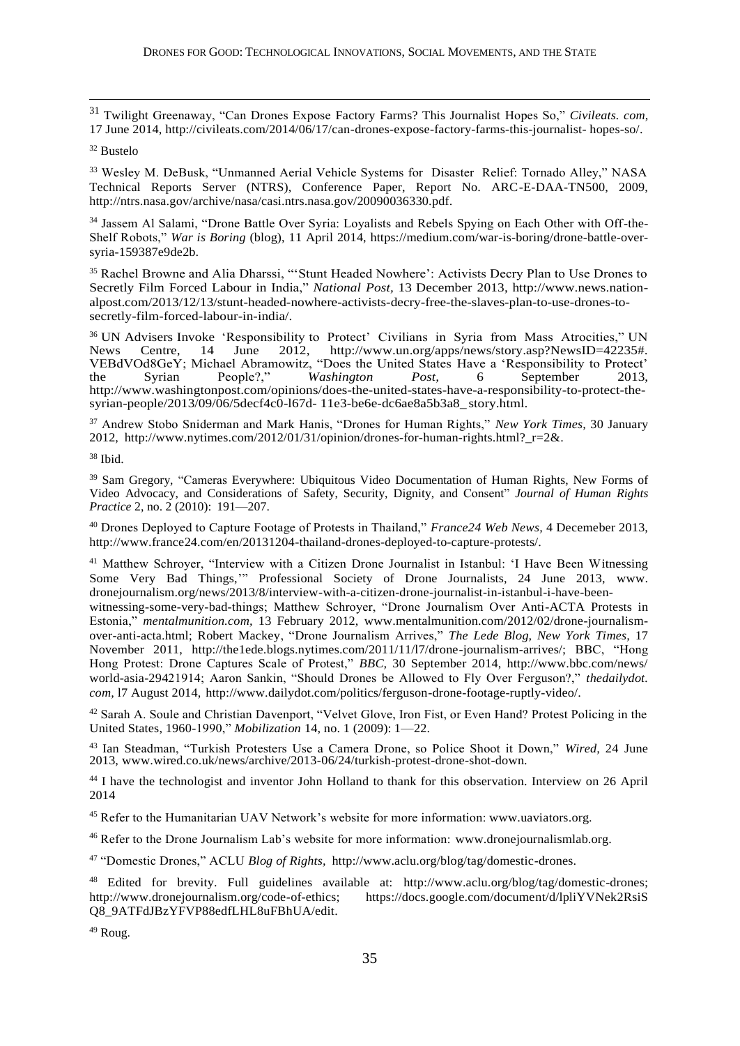[31] Twilight Greenaway, "Can Drones Expose Factory Farms? This Journalist Hopes So," *Civileats. com,* 17 June 2014, http://civileats.com/2014/06/17/can-drones-expose-factory-farms-this-journalist- hopes-so/.

[32] Bustelo

[33] Wesley M. DeBusk, "Unmanned Aerial Vehicle Systems for Disaster Relief: Tornado Alley," NASA Technical Reports Server (NTRS), Conference Paper, Report No. ARC-E-DAA-TN500, 2009, http://ntrs.nasa.gov/archive/nasa/casi.ntrs.nasa.gov/20090036330.pdf.

[34] Jassem Al Salami, "Drone Battle Over Syria: Loyalists and Rebels Spying on Each Other with Off-the-Shelf Robots," *War is Boring* (blog), 11 April 2014, https://medium.com/war-is-boring/drone-battle-over-syria-159387e9de2b.

[35] Rachel Browne and Alia Dharssi, "'Stunt Headed Nowhere': Activists Decry Plan to Use Drones to Secretly Film Forced Labour in India," *National Post,* 13 December 2013, http://www.news.nationalpost.com/2013/12/13/stunt-headed-nowhere-activists-decry-free-the-slaves-plan-to-use-drones-to-secretly-film-forced-labour-in-india/.

[36] UN Advisers Invoke 'Responsibility to Protect' Civilians in Syria from Mass Atrocities," UN News Centre, 14 June 2012, http://www.un.org/apps/news/story.asp?NewsID=42235#. VEBdVOd8GeY; Michael Abramowitz, "Does the United States Have a 'Responsibility to Protect' the Syrian People?," *Washington Post,* 6 September 2013, http://www.washingtonpost.com/opinions/does-the-united-states-have-a-responsibility-to-protect-the-syrian-people/2013/09/06/5decf4c0-l67d- 11e3-be6e-dc6ae8a5b3a8_story.html.

[37] Andrew Stobo Sniderman and Mark Hanis, "Drones for Human Rights," *New York Times,* 30 January 2012, http://www.nytimes.com/2012/01/31/opinion/drones-for-human-rights.html?_r=2&.

[38] Ibid.

[39] Sam Gregory, "Cameras Everywhere: Ubiquitous Video Documentation of Human Rights, New Forms of Video Advocacy, and Considerations of Safety, Security, Dignity, and Consent" *Journal of Human Rights Practice* 2, no. 2 (2010): 191—207.

[40] Drones Deployed to Capture Footage of Protests in Thailand," *France24 Web News,* 4 Decemeber 2013, http://www.france24.com/en/20131204-thailand-drones-deployed-to-capture-protests/.

[41] Matthew Schroyer, "Interview with a Citizen Drone Journalist in Istanbul: 'I Have Been Witnessing Some Very Bad Things,'" Professional Society of Drone Journalists, 24 June 2013, www. dronejournalism.org/news/2013/8/interview-with-a-citizen-drone-journalist-in-istanbul-i-have-been-witnessing-some-very-bad-things; Matthew Schroyer, "Drone Journalism Over Anti-ACTA Protests in Estonia," *mentalmunition.com,* 13 February 2012, www.mentalmunition.com/2012/02/drone-journalism-over-anti-acta.html; Robert Mackey, "Drone Journalism Arrives," *The Lede Blog, New York Times,* 17 November 2011, http://the1ede.blogs.nytimes.com/2011/11/l7/drone-journalism-arrives/; BBC, "Hong Hong Protest: Drone Captures Scale of Protest," *BBC,* 30 September 2014, http://www.bbc.com/news/ world-asia-29421914; Aaron Sankin, "Should Drones be Allowed to Fly Over Ferguson?," *thedailydot. com*, l7 August 2014, http://www.dailydot.com/politics/ferguson-drone-footage-ruptly-video/.

[42] Sarah A. Soule and Christian Davenport, "Velvet Glove, Iron Fist, or Even Hand? Protest Policing in the United States, 1960-1990," *Mobilization* 14, no. 1 (2009): 1—22.

[43] Ian Steadman, "Turkish Protesters Use a Camera Drone, so Police Shoot it Down," *Wired,* 24 June 2013, www.wired.co.uk/news/archive/2013-06/24/turkish-protest-drone-shot-down.

[44] I have the technologist and inventor John Holland to thank for this observation. Interview on 26 April 2014

[45] Refer to the Humanitarian UAV Network's website for more information: www.uaviators.org.

[46] Refer to the Drone Journalism Lab's website for more information: www.dronejournalismlab.org.

[47] "Domestic Drones," ACLU *Blog of Rights,* http://www.aclu.org/blog/tag/domestic-drones.

[48] Edited for brevity. Full guidelines available at: http://www.aclu.org/blog/tag/domestic-drones; http://www.dronejournalism.org/code-of-ethics; https://docs.google.com/document/d/lpliYVNek2RsiSQ8_9ATFdJBzYFVP88edfLHL8uFBhUA/edit.

[49] Roug.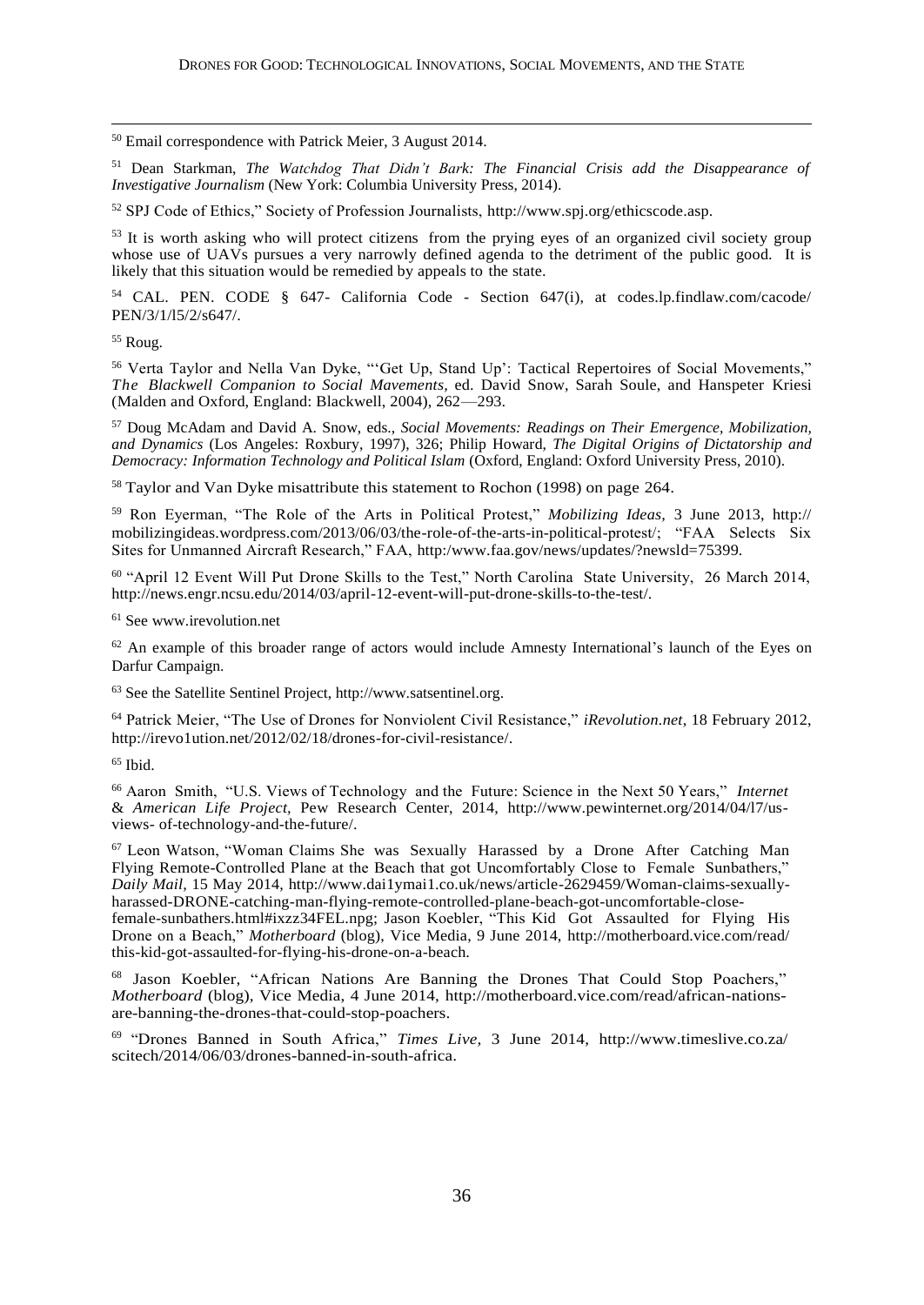[50] Email correspondence with Patrick Meier, 3 August 2014.

[51] Dean Starkman, *The Watchdog That Didn't Bark: The Financial Crisis add the Disappearance of Investigative Journalism* (New York: Columbia University Press, 2014).

[52] SPJ Code of Ethics," Society of Profession Journalists, http://www.spj.org/ethicscode.asp.

[53] It is worth asking who will protect citizens from the prying eyes of an organized civil society group whose use of UAVs pursues a very narrowly defined agenda to the detriment of the public good. It is likely that this situation would be remedied by appeals to the state.

[54] CAL. PEN. CODE § 647- California Code - Section 647(i), at codes.lp.findlaw.com/cacode/PEN/3/1/l5/2/s647/.

[55] Roug.

[56] Verta Taylor and Nella Van Dyke, "'Get Up, Stand Up': Tactical Repertoires of Social Movements," *The Blackwell Companion to Social Mavements,* ed. David Snow, Sarah Soule, and Hanspeter Kriesi (Malden and Oxford, England: Blackwell, 2004), 262—293.

[57] Doug McAdam and David A. Snow, eds., *Social Movements: Readings on Their Emergence, Mobilization, and Dynamics* (Los Angeles: Roxbury, 1997), 326; Philip Howard, *The Digital Origins of Dictatorship and Democracy: Information Technology and Political Islam* (Oxford, England: Oxford University Press, 2010).

[58] Taylor and Van Dyke misattribute this statement to Rochon (1998) on page 264.

[59] Ron Eyerman, "The Role of the Arts in Political Protest," *Mobilizing Ideas,* 3 June 2013, http://mobilizingideas.wordpress.com/2013/06/03/the-role-of-the-arts-in-political-protest/; "FAA Selects Six Sites for Unmanned Aircraft Research," FAA, http:/www.faa.gov/news/updates/?newsld=75399.

[60] "April 12 Event Will Put Drone Skills to the Test," North Carolina State University, 26 March 2014, http://news.engr.ncsu.edu/2014/03/april-12-event-will-put-drone-skills-to-the-test/.

[61] See www.irevolution.net

[62] An example of this broader range of actors would include Amnesty International's launch of the Eyes on Darfur Campaign.

[63] See the Satellite Sentinel Project, http://www.satsentinel.org.

[64] Patrick Meier, "The Use of Drones for Nonviolent Civil Resistance," *iRevolution.net*, 18 February 2012, http://irevo1ution.net/2012/02/18/drones-for-civil-resistance/.

[65] Ibid.

[66] Aaron Smith, "U.S. Views of Technology and the Future: Science in the Next 50 Years," *Internet & American Life Project,* Pew Research Center, 2014, http://www.pewinternet.org/2014/04/l7/us-views- of-technology-and-the-future/.

[67] Leon Watson, "Woman Claims She was Sexually Harassed by a Drone After Catching Man Flying Remote-Controlled Plane at the Beach that got Uncomfortably Close to Female Sunbathers," *Daily Mail,* 15 May 2014, http://www.dai1ymai1.co.uk/news/article-2629459/Woman-claims-sexually-harassed-DRONE-catching-man-flying-remote-controlled-plane-beach-got-uncomfortable-close-female-sunbathers.html#ixzz34FEL.npg; Jason Koebler, "This Kid Got Assaulted for Flying His Drone on a Beach," *Motherboard* (blog), Vice Media, 9 June 2014, http://motherboard.vice.com/read/this-kid-got-assaulted-for-flying-his-drone-on-a-beach.

[68] Jason Koebler, "African Nations Are Banning the Drones That Could Stop Poachers," *Motherboard* (blog), Vice Media, 4 June 2014, http://motherboard.vice.com/read/african-nations-are-banning-the-drones-that-could-stop-poachers.

[69] "Drones Banned in South Africa," *Times Live,* 3 June 2014, http://www.timeslive.co.za/scitech/2014/06/03/drones-banned-in-south-africa.